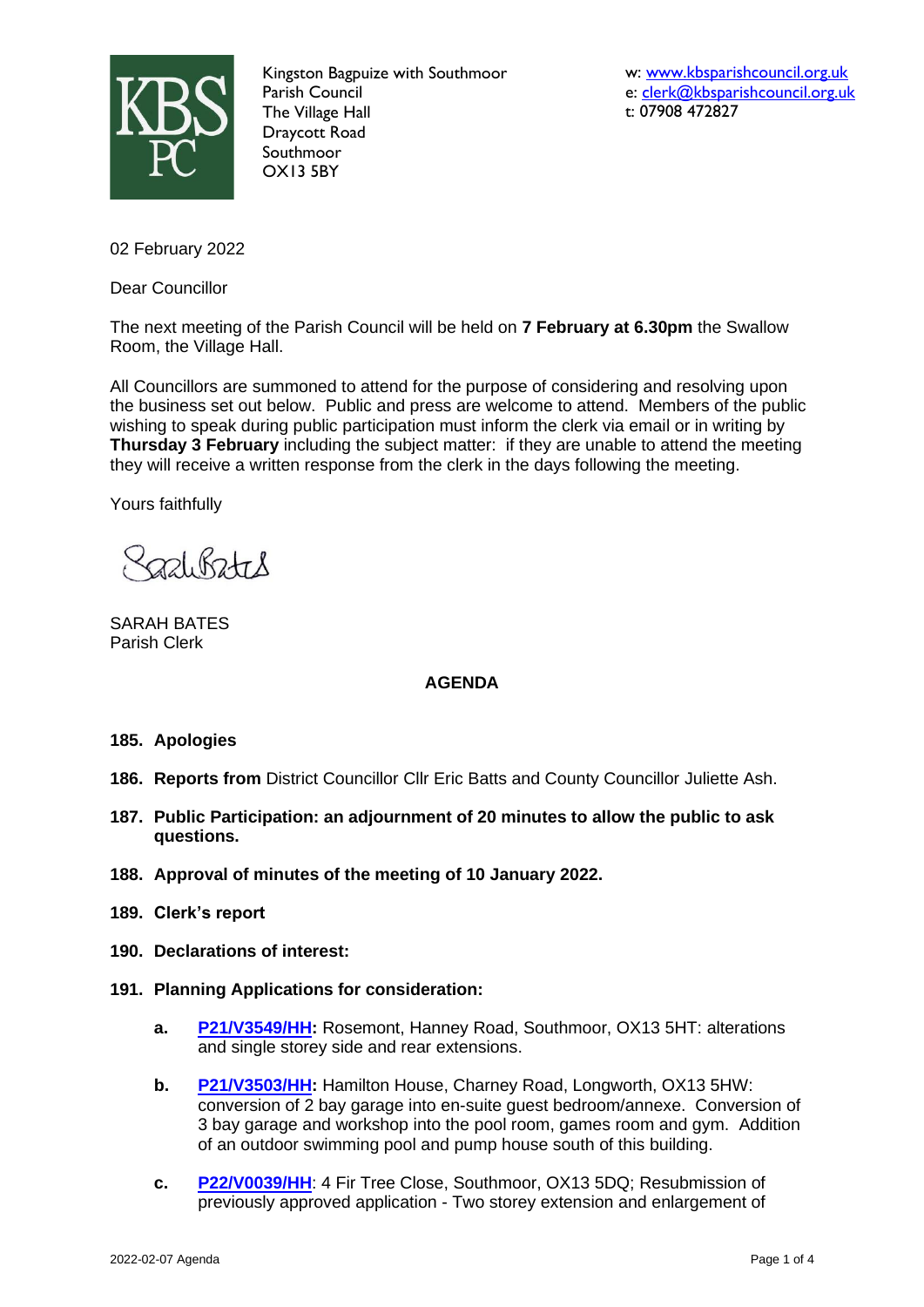KBS PC

Kingston Bagpuize with Southmoor
Parish Council
The Village Hall
Draycott Road
Southmoor
OX13 5BY

w: [www.kbsparishcouncil.org.uk](http://www.kbsparishcouncil.org.uk)
e: [clerk@kbsparishcouncil.org.uk](mailto:clerk@kbsparishcouncil.org.uk)
t: 07908 472827

02 February 2022

Dear Councillor

The next meeting of the Parish Council will be held on **7 February at 6.30pm** the Swallow Room, the Village Hall.

All Councillors are summoned to attend for the purpose of considering and resolving upon the business set out below. Public and press are welcome to attend. Members of the public wishing to speak during public participation must inform the clerk via email or in writing by **Thursday 3 February** including the subject matter: if they are unable to attend the meeting they will receive a written response from the clerk in the days following the meeting.

Yours faithfully

Sarah Bates

SARAH BATES
Parish Clerk

## AGENDA

**185. Apologies**

**186. Reports from** District Councillor Cllr Eric Batts and County Councillor Juliette Ash.

**187. Public Participation: an adjournment of 20 minutes to allow the public to ask questions.**

**188. Approval of minutes of the meeting of 10 January 2022.**

**189. Clerk's report**

**190. Declarations of interest:**

**191. Planning Applications for consideration:**

- **a.** **P21/V3549/HH:** Rosemont, Hanney Road, Southmoor, OX13 5HT: alterations and single storey side and rear extensions.
- **b.** **P21/V3503/HH:** Hamilton House, Charney Road, Longworth, OX13 5HW: conversion of 2 bay garage into en-suite guest bedroom/annexe. Conversion of 3 bay garage and workshop into the pool room, games room and gym. Addition of an outdoor swimming pool and pump house south of this building.
- **c.** **P22/V0039/HH**: 4 Fir Tree Close, Southmoor, OX13 5DQ; Resubmission of previously approved application - Two storey extension and enlargement of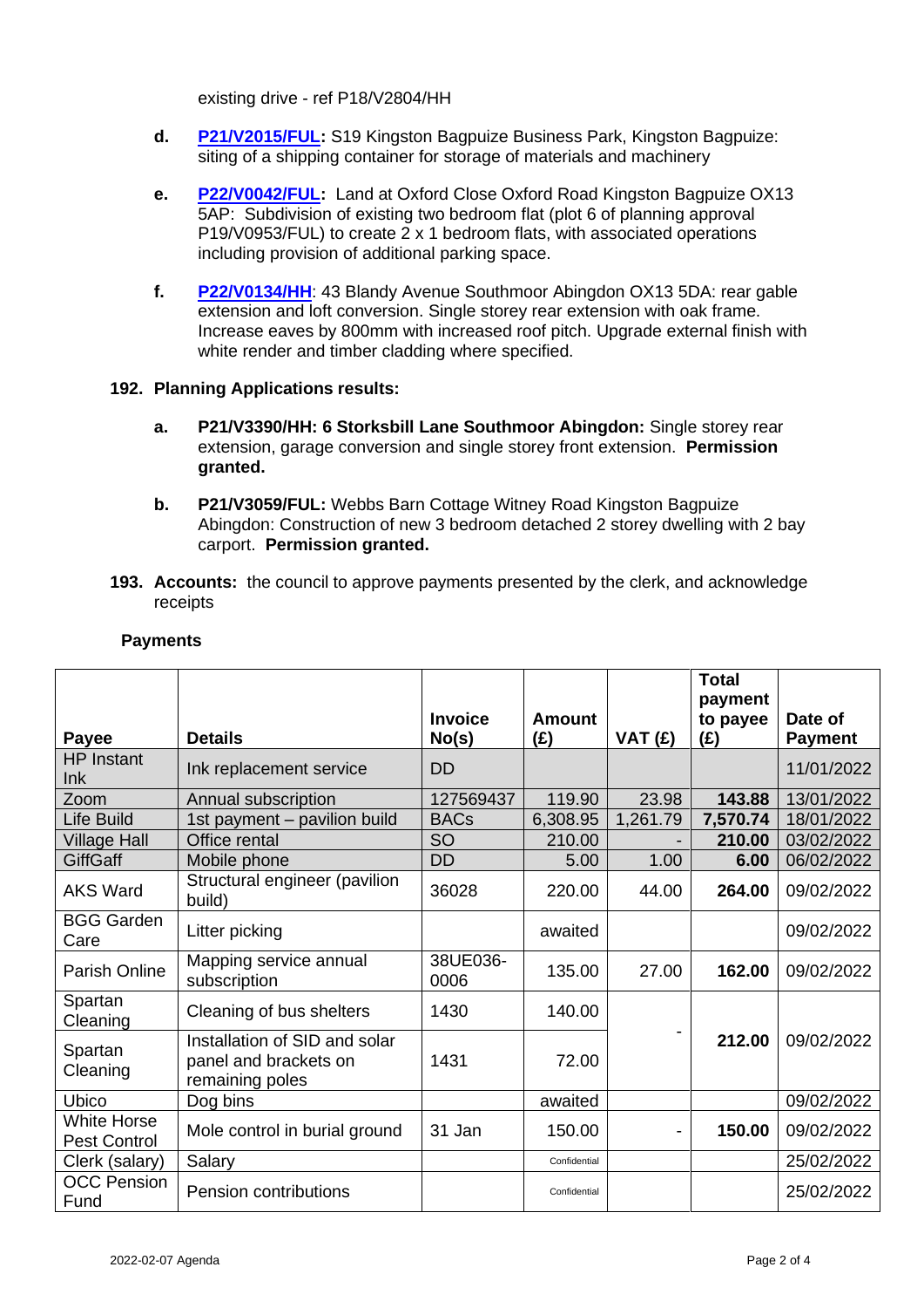existing drive - ref P18/V2804/HH

**d.** **P21/V2015/FUL:** S19 Kingston Bagpuize Business Park, Kingston Bagpuize: siting of a shipping container for storage of materials and machinery

**e.** **P22/V0042/FUL:** Land at Oxford Close Oxford Road Kingston Bagpuize OX13 5AP: Subdivision of existing two bedroom flat (plot 6 of planning approval P19/V0953/FUL) to create 2 x 1 bedroom flats, with associated operations including provision of additional parking space.

**f.** **P22/V0134/HH**: 43 Blandy Avenue Southmoor Abingdon OX13 5DA: rear gable extension and loft conversion. Single storey rear extension with oak frame. Increase eaves by 800mm with increased roof pitch. Upgrade external finish with white render and timber cladding where specified.

**192. Planning Applications results:**

**a.** **P21/V3390/HH: 6 Storksbill Lane Southmoor Abingdon:** Single storey rear extension, garage conversion and single storey front extension. **Permission granted.**

**b.** **P21/V3059/FUL:** Webbs Barn Cottage Witney Road Kingston Bagpuize Abingdon: Construction of new 3 bedroom detached 2 storey dwelling with 2 bay carport. **Permission granted.**

**193. Accounts:** the council to approve payments presented by the clerk, and acknowledge receipts

**Payments**

| Payee | Details | Invoice No(s) | Amount (£) | VAT (£) | Total payment to payee (£) | Date of Payment |
|---|---|---|---|---|---|---|
| HP Instant Ink | Ink replacement service | DD | | | | 11/01/2022 |
| Zoom | Annual subscription | 127569437 | 119.90 | 23.98 | **143.88** | 13/01/2022 |
| Life Build | 1st payment – pavilion build | BACs | 6,308.95 | 1,261.79 | **7,570.74** | 18/01/2022 |
| Village Hall | Office rental | SO | 210.00 | - | **210.00** | 03/02/2022 |
| GiffGaff | Mobile phone | DD | 5.00 | 1.00 | **6.00** | 06/02/2022 |
| AKS Ward | Structural engineer (pavilion build) | 36028 | 220.00 | 44.00 | **264.00** | 09/02/2022 |
| BGG Garden Care | Litter picking | | awaited | | | 09/02/2022 |
| Parish Online | Mapping service annual subscription | 38UE036-0006 | 135.00 | 27.00 | **162.00** | 09/02/2022 |
| Spartan Cleaning | Cleaning of bus shelters | 1430 | 140.00 | - | **212.00** | 09/02/2022 |
| Spartan Cleaning | Installation of SID and solar panel and brackets on remaining poles | 1431 | 72.00 | | | |
| Ubico | Dog bins | | awaited | | | 09/02/2022 |
| White Horse Pest Control | Mole control in burial ground | 31 Jan | 150.00 | - | **150.00** | 09/02/2022 |
| Clerk (salary) | Salary | | Confidential | | | 25/02/2022 |
| OCC Pension Fund | Pension contributions | | Confidential | | | 25/02/2022 |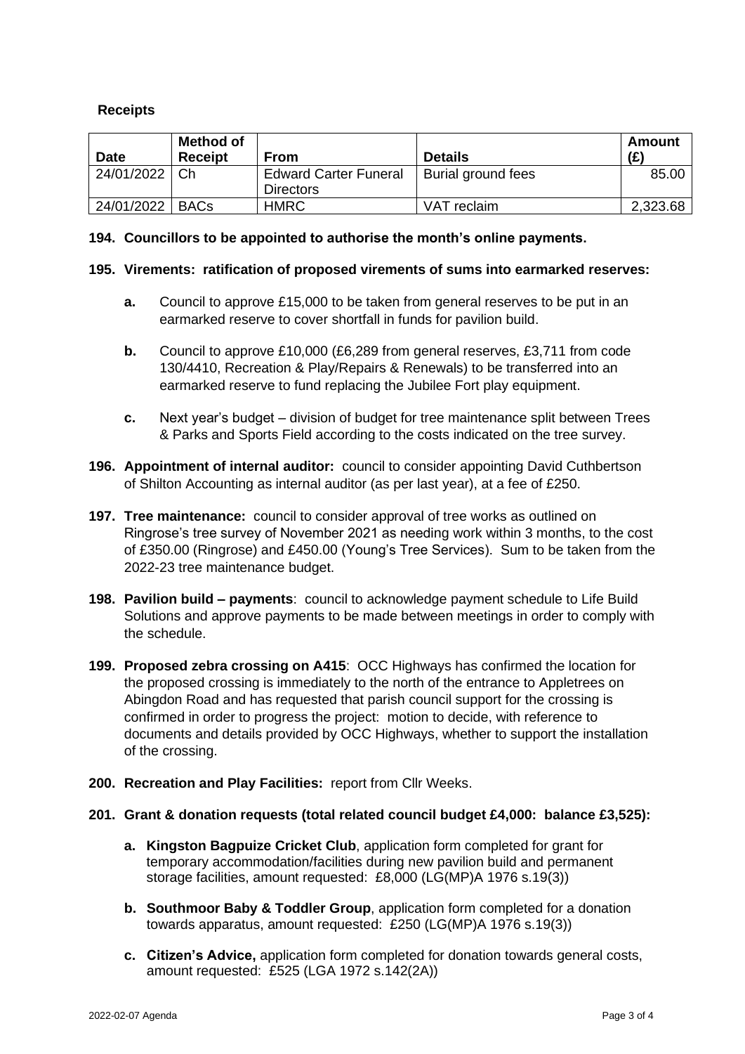**Receipts**

| Date | Method of Receipt | From | Details | Amount (£) |
|---|---|---|---|---|
| 24/01/2022 | Ch | Edward Carter Funeral Directors | Burial ground fees | 85.00 |
| 24/01/2022 | BACs | HMRC | VAT reclaim | 2,323.68 |

**194. Councillors to be appointed to authorise the month's online payments.**

**195. Virements: ratification of proposed virements of sums into earmarked reserves:**

- **a.** Council to approve £15,000 to be taken from general reserves to be put in an earmarked reserve to cover shortfall in funds for pavilion build.
- **b.** Council to approve £10,000 (£6,289 from general reserves, £3,711 from code 130/4410, Recreation & Play/Repairs & Renewals) to be transferred into an earmarked reserve to fund replacing the Jubilee Fort play equipment.
- **c.** Next year's budget – division of budget for tree maintenance split between Trees & Parks and Sports Field according to the costs indicated on the tree survey.

**196. Appointment of internal auditor:** council to consider appointing David Cuthbertson of Shilton Accounting as internal auditor (as per last year), at a fee of £250.

**197. Tree maintenance:** council to consider approval of tree works as outlined on Ringrose's tree survey of November 2021 as needing work within 3 months, to the cost of £350.00 (Ringrose) and £450.00 (Young's Tree Services). Sum to be taken from the 2022-23 tree maintenance budget.

**198. Pavilion build – payments**: council to acknowledge payment schedule to Life Build Solutions and approve payments to be made between meetings in order to comply with the schedule.

**199. Proposed zebra crossing on A415**: OCC Highways has confirmed the location for the proposed crossing is immediately to the north of the entrance to Appletrees on Abingdon Road and has requested that parish council support for the crossing is confirmed in order to progress the project: motion to decide, with reference to documents and details provided by OCC Highways, whether to support the installation of the crossing.

**200. Recreation and Play Facilities:** report from Cllr Weeks.

**201. Grant & donation requests (total related council budget £4,000: balance £3,525):**

- **a. Kingston Bagpuize Cricket Club**, application form completed for grant for temporary accommodation/facilities during new pavilion build and permanent storage facilities, amount requested: £8,000 (LG(MP)A 1976 s.19(3))
- **b. Southmoor Baby & Toddler Group**, application form completed for a donation towards apparatus, amount requested: £250 (LG(MP)A 1976 s.19(3))
- **c. Citizen's Advice,** application form completed for donation towards general costs, amount requested: £525 (LGA 1972 s.142(2A))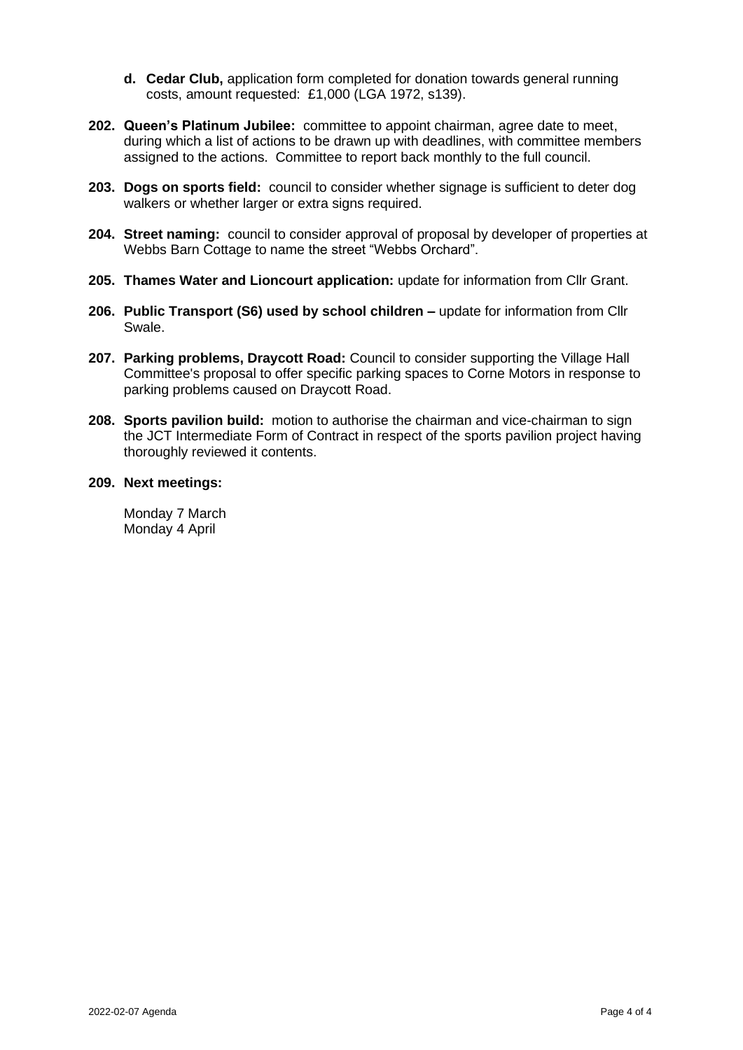**d. Cedar Club,** application form completed for donation towards general running costs, amount requested: £1,000 (LGA 1972, s139).

**202. Queen's Platinum Jubilee:** committee to appoint chairman, agree date to meet, during which a list of actions to be drawn up with deadlines, with committee members assigned to the actions. Committee to report back monthly to the full council.

**203. Dogs on sports field:** council to consider whether signage is sufficient to deter dog walkers or whether larger or extra signs required.

**204. Street naming:** council to consider approval of proposal by developer of properties at Webbs Barn Cottage to name the street "Webbs Orchard".

**205. Thames Water and Lioncourt application:** update for information from Cllr Grant.

**206. Public Transport (S6) used by school children –** update for information from Cllr Swale.

**207. Parking problems, Draycott Road:** Council to consider supporting the Village Hall Committee's proposal to offer specific parking spaces to Corne Motors in response to parking problems caused on Draycott Road.

**208. Sports pavilion build:** motion to authorise the chairman and vice-chairman to sign the JCT Intermediate Form of Contract in respect of the sports pavilion project having thoroughly reviewed it contents.

**209. Next meetings:**

Monday 7 March
Monday 4 April